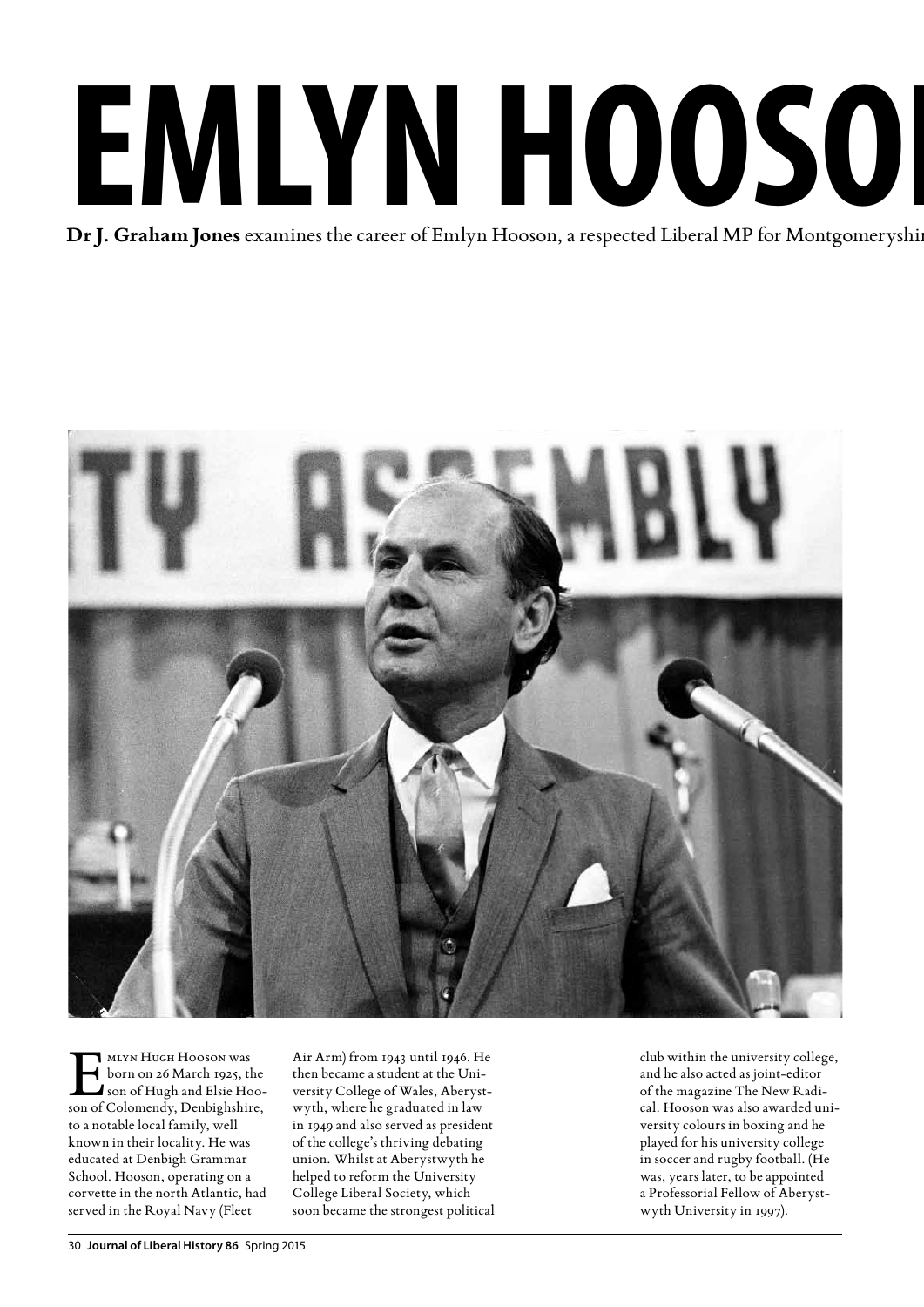# EMLYN HOOSO

**Dr J. Graham Jones** examines the career of Emlyn Hooson, a respected Liberal MP for Montgomeryshi

Emlyn Hugh Hooson was born on 26 March 1925, the son of Hugh and Elsie Hooson of Colomendy, Denbighshire, to a notable local family, well known in their locality. He was educated at Denbigh Grammar School. Hooson, operating on a corvette in the north Atlantic, had served in the Royal Navy (Fleet Air Arm) from 1943 until 1946. He then became a student at the University College of Wales, Aberystwyth, where he graduated in law in 1949 and also served as president of the college's thriving debating union. Whilst at Aberystwyth he helped to reform the University College Liberal Society, which soon became the strongest political club within the university college, and he also acted as joint-editor of the magazine The New Radical. Hooson was also awarded university colours in boxing and he played for his university college in soccer and rugby football. (He was, years later, to be appointed a Professorial Fellow of Aberystwyth University in 1997).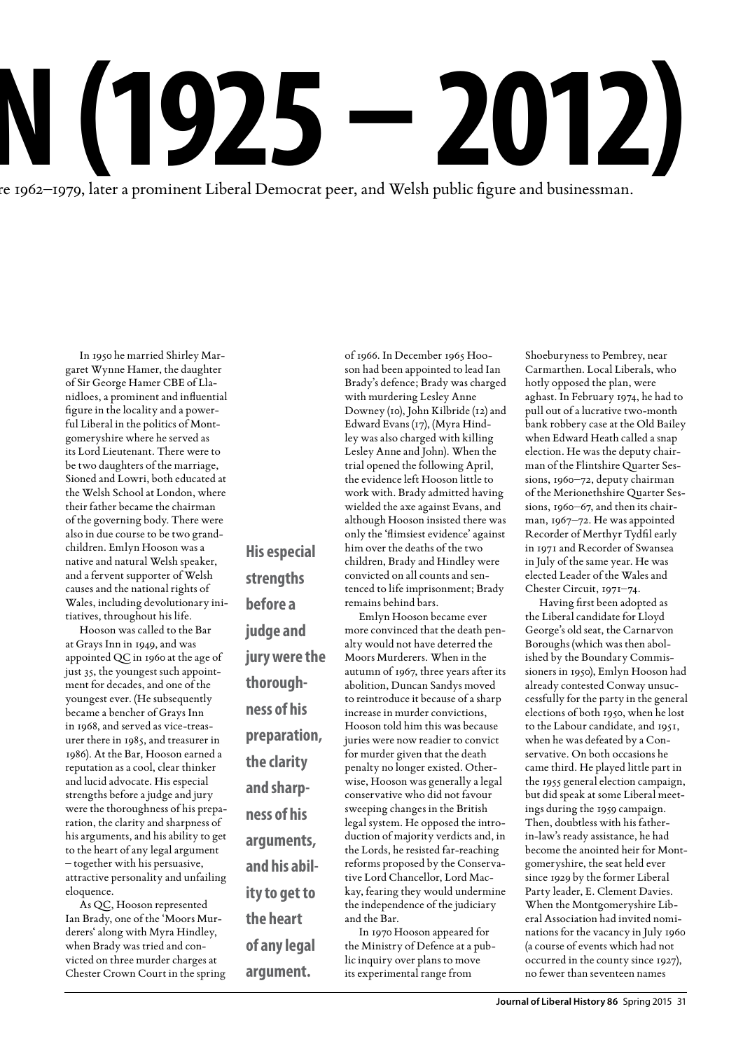# N (1925 – 2012)

re 1962–1979, later a prominent Liberal Democrat peer, and Welsh public figure and businessman.

In 1950 he married Shirley Margaret Wynne Hamer, the daughter of Sir George Hamer CBE of Llanidloes, a prominent and influential figure in the locality and a powerful Liberal in the politics of Montgomeryshire where he served as its Lord Lieutenant. There were to be two daughters of the marriage, Sioned and Lowri, both educated at the Welsh School at London, where their father became the chairman of the governing body. There were also in due course to be two grandchildren. Emlyn Hooson was a native and natural Welsh speaker, and a fervent supporter of Welsh causes and the national rights of Wales, including devolutionary initiatives, throughout his life.

Hooson was called to the Bar at Grays Inn in 1949, and was appointed QC in 1960 at the age of just 35, the youngest such appointment for decades, and one of the youngest ever. (He subsequently became a bencher of Grays Inn in 1968, and served as vice-treasurer there in 1985, and treasurer in 1986). At the Bar, Hooson earned a reputation as a cool, clear thinker and lucid advocate. His especial strengths before a judge and jury were the thoroughness of his preparation, the clarity and sharpness of his arguments, and his ability to get to the heart of any legal argument – together with his persuasive, attractive personality and unfailing eloquence.

**His especial strengths before a judge and jury were the thoroughness of his preparation, the clarity and sharpness of his arguments, and his ability to get to the heart of any legal argument.**

As QC, Hooson represented Ian Brady, one of the 'Moors Murderers' along with Myra Hindley, when Brady was tried and convicted on three murder charges at Chester Crown Court in the spring of 1966. In December 1965 Hooson had been appointed to lead Ian Brady's defence; Brady was charged with murdering Lesley Anne Downey (10), John Kilbride (12) and Edward Evans (17), (Myra Hindley was also charged with killing Lesley Anne and John). When the trial opened the following April, the evidence left Hooson little to work with. Brady admitted having wielded the axe against Evans, and although Hooson insisted there was only the 'flimsiest evidence' against him over the deaths of the two children, Brady and Hindley were convicted on all counts and sentenced to life imprisonment; Brady remains behind bars.

Emlyn Hooson became ever more convinced that the death penalty would not have deterred the Moors Murderers. When in the autumn of 1967, three years after its abolition, Duncan Sandys moved to reintroduce it because of a sharp increase in murder convictions, Hooson told him this was because juries were now readier to convict for murder given that the death penalty no longer existed. Otherwise, Hooson was generally a legal conservative who did not favour sweeping changes in the British legal system. He opposed the introduction of majority verdicts and, in the Lords, he resisted far-reaching reforms proposed by the Conservative Lord Chancellor, Lord Mackay, fearing they would undermine the independence of the judiciary and the Bar.

In 1970 Hooson appeared for the Ministry of Defence at a public inquiry over plans to move its experimental range from Shoeburyness to Pembrey, near Carmarthen. Local Liberals, who hotly opposed the plan, were aghast. In February 1974, he had to pull out of a lucrative two-month bank robbery case at the Old Bailey when Edward Heath called a snap election. He was the deputy chairman of the Flintshire Quarter Sessions, 1960–72, deputy chairman of the Merionethshire Quarter Sessions, 1960–67, and then its chairman, 1967–72. He was appointed Recorder of Merthyr Tydfil early in 1971 and Recorder of Swansea in July of the same year. He was elected Leader of the Wales and Chester Circuit, 1971–74.

Having first been adopted as the Liberal candidate for Lloyd George's old seat, the Carnarvon Boroughs (which was then abolished by the Boundary Commissioners in 1950), Emlyn Hooson had already contested Conway unsuccessfully for the party in the general elections of both 1950, when he lost to the Labour candidate, and 1951, when he was defeated by a Conservative. On both occasions he came third. He played little part in the 1955 general election campaign, but did speak at some Liberal meetings during the 1959 campaign. Then, doubtless with his father-in-law's ready assistance, he had become the anointed heir for Montgomeryshire, the seat held ever since 1929 by the former Liberal Party leader, E. Clement Davies. When the Montgomeryshire Liberal Association had invited nominations for the vacancy in July 1960 (a course of events which had not occurred in the county since 1927), no fewer than seventeen names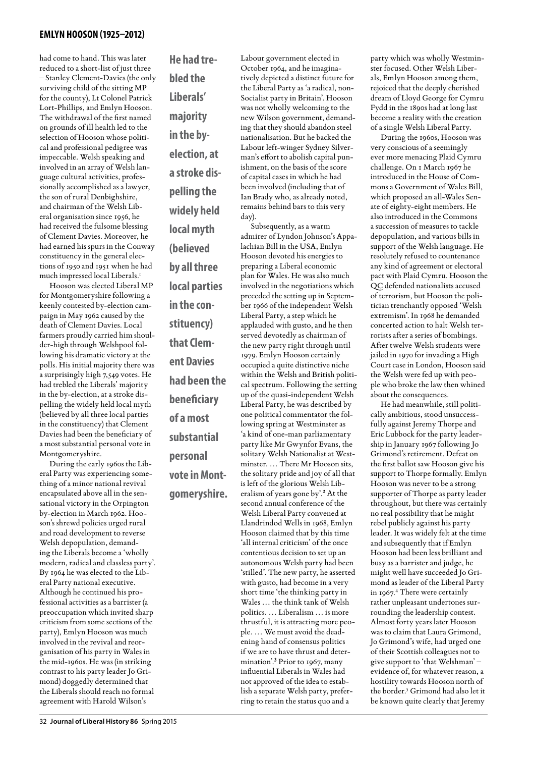had come to hand. This was later reduced to a short-list of just three – Stanley Clement-Davies (the only surviving child of the sitting MP for the county), Lt Colonel Patrick Lort-Phillips, and Emlyn Hooson. The withdrawal of the first named on grounds of ill health led to the selection of Hooson whose political and professional pedigree was impeccable. Welsh speaking and involved in an array of Welsh language cultural activities, professionally accomplished as a lawyer, the son of rural Denbighshire, and chairman of the Welsh Liberal organisation since 1956, he had received the fulsome blessing of Clement Davies. Moreover, he had earned his spurs in the Conway constituency in the general elections of 1950 and 1951 when he had much impressed local Liberals.[1]

Hooson was elected Liberal MP for Montgomeryshire following a keenly contested by-election campaign in May 1962 caused by the death of Clement Davies. Local farmers proudly carried him shoulder-high through Welshpool following his dramatic victory at the polls. His initial majority there was a surprisingly high 7,549 votes. He had trebled the Liberals' majority in the by-election, at a stroke dispelling the widely held local myth (believed by all three local parties in the constituency) that Clement Davies had been the beneficiary of a most substantial personal vote in Montgomeryshire.

**He had trebled the Liberals' majority in the by-election, at a stroke dispelling the widely held local myth (believed by all three local parties in the constituency) that Clement Davies had been the beneficiary of a most substantial personal vote in Montgomeryshire.**

During the early 1960s the Liberal Party was experiencing something of a minor national revival encapsulated above all in the sensational victory in the Orpington by-election in March 1962. Hooson's shrewd policies urged rural and road development to reverse Welsh depopulation, demanding the Liberals become a 'wholly modern, radical and classless party'. By 1964 he was elected to the Liberal Party national executive. Although he continued his professional activities as a barrister (a preoccupation which invited sharp criticism from some sections of the party), Emlyn Hooson was much involved in the revival and reorganisation of his party in Wales in the mid-1960s. He was (in striking contrast to his party leader Jo Grimond) doggedly determined that the Liberals should reach no formal agreement with Harold Wilson's Labour government elected in October 1964, and he imaginatively depicted a distinct future for the Liberal Party as 'a radical, non-Socialist party in Britain'. Hooson was not wholly welcoming to the new Wilson government, demanding that they should abandon steel nationalisation. But he backed the Labour left-winger Sydney Silverman's effort to abolish capital punishment, on the basis of the score of capital cases in which he had been involved (including that of Ian Brady who, as already noted, remains behind bars to this very day).

Subsequently, as a warm admirer of Lyndon Johnson's Appalachian Bill in the USA, Emlyn Hooson devoted his energies to preparing a Liberal economic plan for Wales. He was also much involved in the negotiations which preceded the setting up in September 1966 of the independent Welsh Liberal Party, a step which he applauded with gusto, and he then served devotedly as chairman of the new party right through until 1979. Emlyn Hooson certainly occupied a quite distinctive niche within the Welsh and British political spectrum. Following the setting up of the quasi-independent Welsh Liberal Party, he was described by one political commentator the following spring at Westminster as 'a kind of one-man parliamentary party like Mr Gwynfor Evans, the solitary Welsh Nationalist at Westminster. … There Mr Hooson sits, the solitary pride and joy of all that is left of the glorious Welsh Liberalism of years gone by'.[2] At the second annual conference of the Welsh Liberal Party convened at Llandrindod Wells in 1968, Emlyn Hooson claimed that by this time 'all internal criticism' of the once contentious decision to set up an autonomous Welsh party had been 'stilled'. The new party, he asserted with gusto, had become in a very short time 'the thinking party in Wales … the think tank of Welsh politics. … Liberalism … is more thrustful, it is attracting more people. … We must avoid the deadening hand of consensus politics if we are to have thrust and determination'.[3] Prior to 1967, many influential Liberals in Wales had not approved of the idea to establish a separate Welsh party, preferring to retain the status quo and a party which was wholly Westminster focused. Other Welsh Liberals, Emlyn Hooson among them, rejoiced that the deeply cherished dream of Lloyd George for Cymru Fydd in the 1890s had at long last become a reality with the creation of a single Welsh Liberal Party.

During the 1960s, Hooson was very conscious of a seemingly ever more menacing Plaid Cymru challenge. On 1 March 1967 he introduced in the House of Commons a Government of Wales Bill, which proposed an all-Wales Senate of eighty-eight members. He also introduced in the Commons a succession of measures to tackle depopulation, and various bills in support of the Welsh language. He resolutely refused to countenance any kind of agreement or electoral pact with Plaid Cymru. Hooson the QC defended nationalists accused of terrorism, but Hooson the politician trenchantly opposed 'Welsh extremism'. In 1968 he demanded concerted action to halt Welsh terrorists after a series of bombings. After twelve Welsh students were jailed in 1970 for invading a High Court case in London, Hooson said the Welsh were fed up with people who broke the law then whined about the consequences.

He had meanwhile, still politically ambitious, stood unsuccessfully against Jeremy Thorpe and Eric Lubbock for the party leadership in January 1967 following Jo Grimond's retirement. Defeat on the first ballot saw Hooson give his support to Thorpe formally. Emlyn Hooson was never to be a strong supporter of Thorpe as party leader throughout, but there was certainly no real possibility that he might rebel publicly against his party leader. It was widely felt at the time and subsequently that if Emlyn Hooson had been less brilliant and busy as a barrister and judge, he might well have succeeded Jo Grimond as leader of the Liberal Party in 1967.[4] There were certainly rather unpleasant undertones surrounding the leadership contest. Almost forty years later Hooson was to claim that Laura Grimond, Jo Grimond's wife, had urged one of their Scottish colleagues not to give support to 'that Welshman' – evidence of, for whatever reason, a hostility towards Hooson north of the border.[5] Grimond had also let it be known quite clearly that Jeremy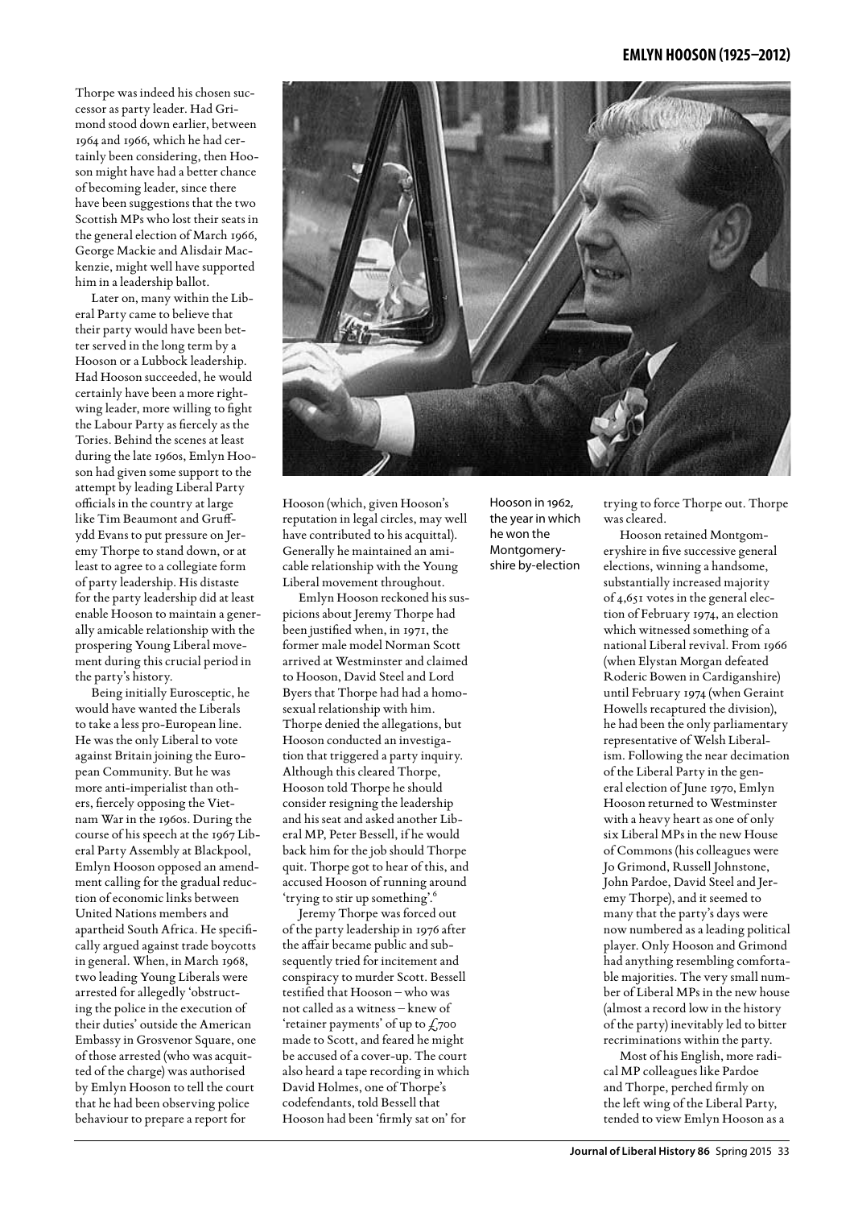Thorpe was indeed his chosen successor as party leader. Had Grimond stood down earlier, between 1964 and 1966, which he had certainly been considering, then Hooson might have had a better chance of becoming leader, since there have been suggestions that the two Scottish MPs who lost their seats in the general election of March 1966, George Mackie and Alisdair Mackenzie, might well have supported him in a leadership ballot.

Later on, many within the Liberal Party came to believe that their party would have been better served in the long term by a Hooson or a Lubbock leadership. Had Hooson succeeded, he would certainly have been a more right-wing leader, more willing to fight the Labour Party as fiercely as the Tories. Behind the scenes at least during the late 1960s, Emlyn Hooson had given some support to the attempt by leading Liberal Party officials in the country at large like Tim Beaumont and Gruffydd Evans to put pressure on Jeremy Thorpe to stand down, or at least to agree to a collegiate form of party leadership. His distaste for the party leadership did at least enable Hooson to maintain a generally amicable relationship with the prospering Young Liberal movement during this crucial period in the party's history.

Being initially Eurosceptic, he would have wanted the Liberals to take a less pro-European line. He was the only Liberal to vote against Britain joining the European Community. But he was more anti-imperialist than others, fiercely opposing the Vietnam War in the 1960s. During the course of his speech at the 1967 Liberal Party Assembly at Blackpool, Emlyn Hooson opposed an amendment calling for the gradual reduction of economic links between United Nations members and apartheid South Africa. He specifically argued against trade boycotts in general. When, in March 1968, two leading Young Liberals were arrested for allegedly 'obstructing the police in the execution of their duties' outside the American Embassy in Grosvenor Square, one of those arrested (who was acquitted of the charge) was authorised by Emlyn Hooson to tell the court that he had been observing police behaviour to prepare a report for Hooson (which, given Hooson's reputation in legal circles, may well have contributed to his acquittal). Generally he maintained an amicable relationship with the Young Liberal movement throughout.

Emlyn Hooson reckoned his suspicions about Jeremy Thorpe had been justified when, in 1971, the former male model Norman Scott arrived at Westminster and claimed to Hooson, David Steel and Lord Byers that Thorpe had had a homosexual relationship with him. Thorpe denied the allegations, but Hooson conducted an investigation that triggered a party inquiry. Although this cleared Thorpe, Hooson told Thorpe he should consider resigning the leadership and his seat and asked another Liberal MP, Peter Bessell, if he would back him for the job should Thorpe quit. Thorpe got to hear of this, and accused Hooson of running around 'trying to stir up something'.[6]

Jeremy Thorpe was forced out of the party leadership in 1976 after the affair became public and subsequently tried for incitement and conspiracy to murder Scott. Bessell testified that Hooson – who was not called as a witness – knew of 'retainer payments' of up to £700 made to Scott, and feared he might be accused of a cover-up. The court also heard a tape recording in which David Holmes, one of Thorpe's codefendants, told Bessell that Hooson had been 'firmly sat on' for trying to force Thorpe out. Thorpe was cleared.

Hooson in 1962, the year in which he won the Montgomeryshire by-election

Hooson retained Montgomeryshire in five successive general elections, winning a handsome, substantially increased majority of 4,651 votes in the general election of February 1974, an election which witnessed something of a national Liberal revival. From 1966 (when Elystan Morgan defeated Roderic Bowen in Cardiganshire) until February 1974 (when Geraint Howells recaptured the division), he had been the only parliamentary representative of Welsh Liberalism. Following the near decimation of the Liberal Party in the general election of June 1970, Emlyn Hooson returned to Westminster with a heavy heart as one of only six Liberal MPs in the new House of Commons (his colleagues were Jo Grimond, Russell Johnstone, John Pardoe, David Steel and Jeremy Thorpe), and it seemed to many that the party's days were now numbered as a leading political player. Only Hooson and Grimond had anything resembling comfortable majorities. The very small number of Liberal MPs in the new house (almost a record low in the history of the party) inevitably led to bitter recriminations within the party.

Most of his English, more radical MP colleagues like Pardoe and Thorpe, perched firmly on the left wing of the Liberal Party, tended to view Emlyn Hooson as a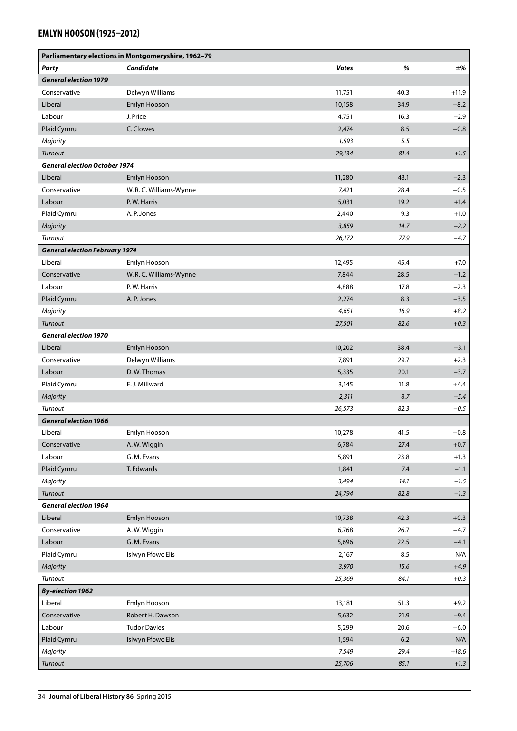| Parliamentary elections in Montgomeryshire, 1962–79 | | | | |
|---|---|---|---|---|
| ***Party*** | ***Candidate*** | ***Votes*** | ***%*** | ***±%*** |
| ***General election 1979*** | | | | |
| Conservative | Delwyn Williams | 11,751 | 40.3 | +11.9 |
| Liberal | Emlyn Hooson | 10,158 | 34.9 | −8.2 |
| Labour | J. Price | 4,751 | 16.3 | −2.9 |
| Plaid Cymru | C. Clowes | 2,474 | 8.5 | −0.8 |
| *Majority* | | *1,593* | *5.5* | |
| *Turnout* | | *29,134* | *81.4* | *+1.5* |
| ***General election October 1974*** | | | | |
| Liberal | Emlyn Hooson | 11,280 | 43.1 | −2.3 |
| Conservative | W. R. C. Williams-Wynne | 7,421 | 28.4 | −0.5 |
| Labour | P. W. Harris | 5,031 | 19.2 | +1.4 |
| Plaid Cymru | A. P. Jones | 2,440 | 9.3 | +1.0 |
| *Majority* | | *3,859* | *14.7* | *−2.2* |
| *Turnout* | | *26,172* | *77.9* | *−4.7* |
| ***General election February 1974*** | | | | |
| Liberal | Emlyn Hooson | 12,495 | 45.4 | +7.0 |
| Conservative | W. R. C. Williams-Wynne | 7,844 | 28.5 | −1.2 |
| Labour | P. W. Harris | 4,888 | 17.8 | −2.3 |
| Plaid Cymru | A. P. Jones | 2,274 | 8.3 | −3.5 |
| *Majority* | | *4,651* | *16.9* | *+8.2* |
| *Turnout* | | *27,501* | *82.6* | *+0.3* |
| ***General election 1970*** | | | | |
| Liberal | Emlyn Hooson | 10,202 | 38.4 | −3.1 |
| Conservative | Delwyn Williams | 7,891 | 29.7 | +2.3 |
| Labour | D. W. Thomas | 5,335 | 20.1 | −3.7 |
| Plaid Cymru | E. J. Millward | 3,145 | 11.8 | +4.4 |
| *Majority* | | *2,311* | *8.7* | *−5.4* |
| *Turnout* | | *26,573* | *82.3* | *−0.5* |
| ***General election 1966*** | | | | |
| Liberal | Emlyn Hooson | 10,278 | 41.5 | −0.8 |
| Conservative | A. W. Wiggin | 6,784 | 27.4 | +0.7 |
| Labour | G. M. Evans | 5,891 | 23.8 | +1.3 |
| Plaid Cymru | T. Edwards | 1,841 | 7.4 | −1.1 |
| *Majority* | | *3,494* | *14.1* | *−1.5* |
| *Turnout* | | *24,794* | *82.8* | *−1.3* |
| ***General election 1964*** | | | | |
| Liberal | Emlyn Hooson | 10,738 | 42.3 | +0.3 |
| Conservative | A. W. Wiggin | 6,768 | 26.7 | −4.7 |
| Labour | G. M. Evans | 5,696 | 22.5 | −4.1 |
| Plaid Cymru | Islwyn Ffowc Elis | 2,167 | 8.5 | N/A |
| *Majority* | | *3,970* | *15.6* | *+4.9* |
| *Turnout* | | *25,369* | *84.1* | *+0.3* |
| ***By-election 1962*** | | | | |
| Liberal | Emlyn Hooson | 13,181 | 51.3 | +9.2 |
| Conservative | Robert H. Dawson | 5,632 | 21.9 | −9.4 |
| Labour | Tudor Davies | 5,299 | 20.6 | −6.0 |
| Plaid Cymru | Islwyn Ffowc Elis | 1,594 | 6.2 | N/A |
| *Majority* | | *7,549* | *29.4* | *+18.6* |
| *Turnout* | | *25,706* | *85.1* | *+1.3* |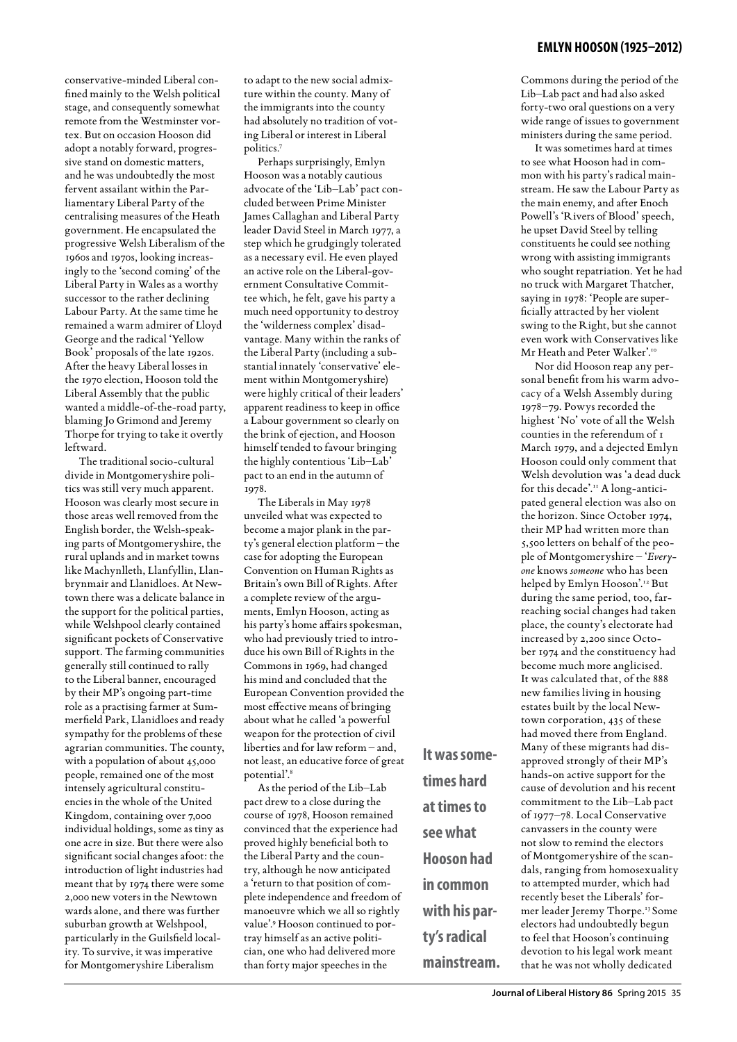conservative-minded Liberal confined mainly to the Welsh political stage, and consequently somewhat remote from the Westminster vortex. But on occasion Hooson did adopt a notably forward, progressive stand on domestic matters, and he was undoubtedly the most fervent assailant within the Parliamentary Liberal Party of the centralising measures of the Heath government. He encapsulated the progressive Welsh Liberalism of the 1960s and 1970s, looking increasingly to the 'second coming' of the Liberal Party in Wales as a worthy successor to the rather declining Labour Party. At the same time he remained a warm admirer of Lloyd George and the radical 'Yellow Book' proposals of the late 1920s. After the heavy Liberal losses in the 1970 election, Hooson told the Liberal Assembly that the public wanted a middle-of-the-road party, blaming Jo Grimond and Jeremy Thorpe for trying to take it overtly leftward.

The traditional socio-cultural divide in Montgomeryshire politics was still very much apparent. Hooson was clearly most secure in those areas well removed from the English border, the Welsh-speaking parts of Montgomeryshire, the rural uplands and in market towns like Machynlleth, Llanfyllin, Llanbrynmair and Llanidloes. At Newtown there was a delicate balance in the support for the political parties, while Welshpool clearly contained significant pockets of Conservative support. The farming communities generally still continued to rally to the Liberal banner, encouraged by their MP's ongoing part-time role as a practising farmer at Summerfield Park, Llanidloes and ready sympathy for the problems of these agrarian communities. The county, with a population of about 45,000 people, remained one of the most intensely agricultural constituencies in the whole of the United Kingdom, containing over 7,000 individual holdings, some as tiny as one acre in size. But there were also significant social changes afoot: the introduction of light industries had meant that by 1974 there were some 2,000 new voters in the Newtown wards alone, and there was further suburban growth at Welshpool, particularly in the Guilsfield locality. To survive, it was imperative for Montgomeryshire Liberalism to adapt to the new social admixture within the county. Many of the immigrants into the county had absolutely no tradition of voting Liberal or interest in Liberal politics.[7]

Perhaps surprisingly, Emlyn Hooson was a notably cautious advocate of the 'Lib–Lab' pact concluded between Prime Minister James Callaghan and Liberal Party leader David Steel in March 1977, a step which he grudgingly tolerated as a necessary evil. He even played an active role on the Liberal-government Consultative Committee which, he felt, gave his party a much need opportunity to destroy the 'wilderness complex' disadvantage. Many within the ranks of the Liberal Party (including a substantial innately 'conservative' element within Montgomeryshire) were highly critical of their leaders' apparent readiness to keep in office a Labour government so clearly on the brink of ejection, and Hooson himself tended to favour bringing the highly contentious 'Lib–Lab' pact to an end in the autumn of 1978.

The Liberals in May 1978 unveiled what was expected to become a major plank in the party's general election platform – the case for adopting the European Convention on Human Rights as Britain's own Bill of Rights. After a complete review of the arguments, Emlyn Hooson, acting as his party's home affairs spokesman, who had previously tried to introduce his own Bill of Rights in the Commons in 1969, had changed his mind and concluded that the European Convention provided the most effective means of bringing about what he called 'a powerful weapon for the protection of civil liberties and for law reform – and, not least, an educative force of great potential'.[8]

As the period of the Lib–Lab pact drew to a close during the course of 1978, Hooson remained convinced that the experience had proved highly beneficial both to the Liberal Party and the country, although he now anticipated a 'return to that position of complete independence and freedom of manoeuvre which we all so rightly value'.[9] Hooson continued to portray himself as an active politician, one who had delivered more than forty major speeches in the Commons during the period of the Lib–Lab pact and had also asked forty-two oral questions on a very wide range of issues to government ministers during the same period.

It was sometimes hard at times to see what Hooson had in common with his party's radical mainstream. He saw the Labour Party as the main enemy, and after Enoch Powell's 'Rivers of Blood' speech, he upset David Steel by telling constituents he could see nothing wrong with assisting immigrants who sought repatriation. Yet he had no truck with Margaret Thatcher, saying in 1978: 'People are superficially attracted by her violent swing to the Right, but she cannot even work with Conservatives like Mr Heath and Peter Walker'.[10]

**It was sometimes hard at times to see what Hooson had in common with his party's radical mainstream.**

Nor did Hooson reap any personal benefit from his warm advocacy of a Welsh Assembly during 1978–79. Powys recorded the highest 'No' vote of all the Welsh counties in the referendum of 1 March 1979, and a dejected Emlyn Hooson could only comment that Welsh devolution was 'a dead duck for this decade'.[11] A long-anticipated general election was also on the horizon. Since October 1974, their MP had written more than 5,500 letters on behalf of the people of Montgomeryshire – '*Everyone* knows *someone* who has been helped by Emlyn Hooson'.[12] But during the same period, too, far-reaching social changes had taken place, the county's electorate had increased by 2,200 since October 1974 and the constituency had become much more anglicised. It was calculated that, of the 888 new families living in housing estates built by the local Newtown corporation, 435 of these had moved there from England. Many of these migrants had disapproved strongly of their MP's hands-on active support for the cause of devolution and his recent commitment to the Lib–Lab pact of 1977–78. Local Conservative canvassers in the county were not slow to remind the electors of Montgomeryshire of the scandals, ranging from homosexuality to attempted murder, which had recently beset the Liberals' former leader Jeremy Thorpe.[13] Some electors had undoubtedly begun to feel that Hooson's continuing devotion to his legal work meant that he was not wholly dedicated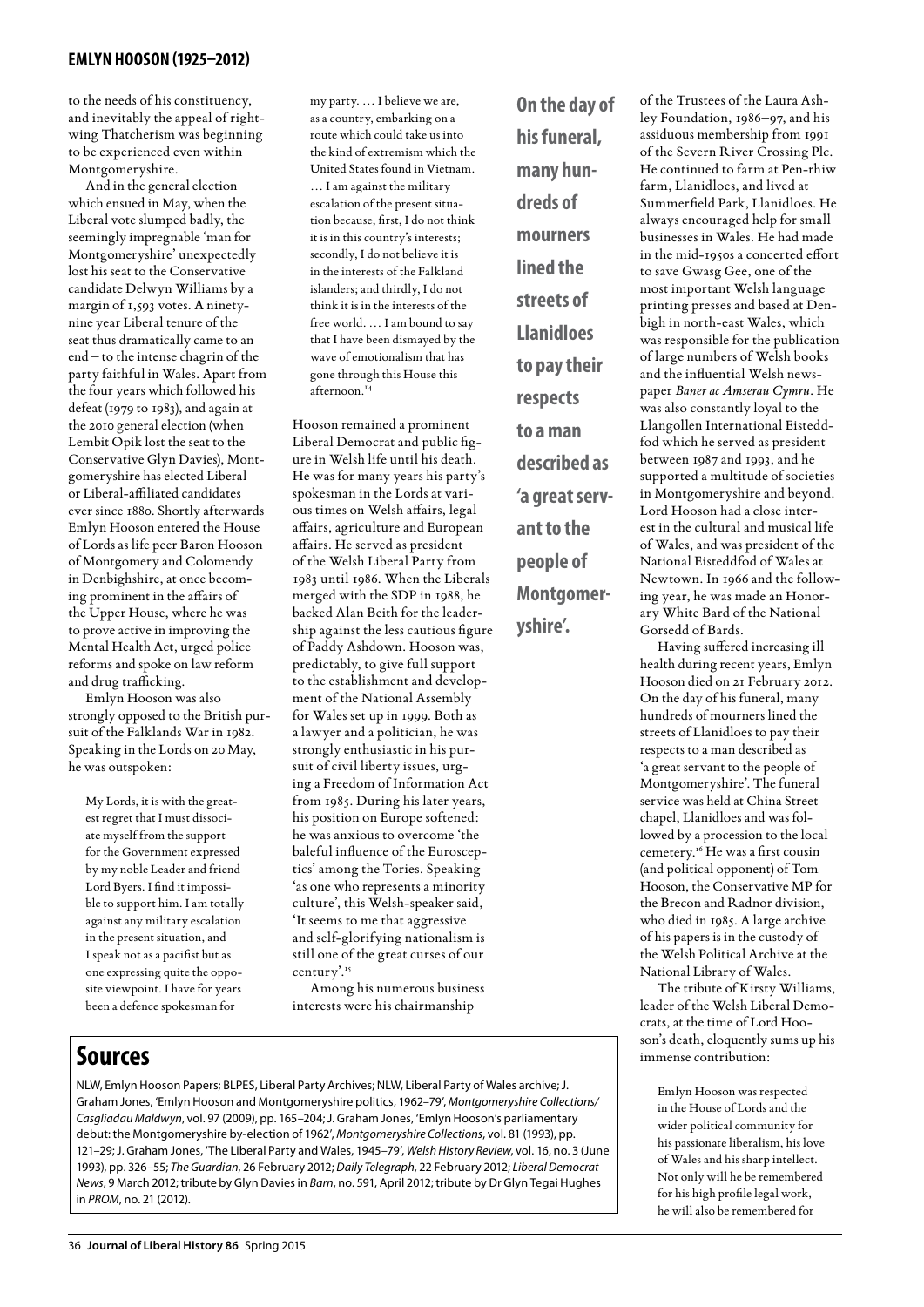to the needs of his constituency, and inevitably the appeal of right-wing Thatcherism was beginning to be experienced even within Montgomeryshire.

And in the general election which ensued in May, when the Liberal vote slumped badly, the seemingly impregnable 'man for Montgomeryshire' unexpectedly lost his seat to the Conservative candidate Delwyn Williams by a margin of 1,593 votes. A ninety-nine year Liberal tenure of the seat thus dramatically came to an end – to the intense chagrin of the party faithful in Wales. Apart from the four years which followed his defeat (1979 to 1983), and again at the 2010 general election (when Lembit Opik lost the seat to the Conservative Glyn Davies), Montgomeryshire has elected Liberal or Liberal-affiliated candidates ever since 1880. Shortly afterwards Emlyn Hooson entered the House of Lords as life peer Baron Hooson of Montgomery and Colomendy in Denbighshire, at once becoming prominent in the affairs of the Upper House, where he was to prove active in improving the Mental Health Act, urged police reforms and spoke on law reform and drug trafficking.

Emlyn Hooson was also strongly opposed to the British pursuit of the Falklands War in 1982. Speaking in the Lords on 20 May, he was outspoken:

> My Lords, it is with the greatest regret that I must dissociate myself from the support for the Government expressed by my noble Leader and friend Lord Byers. I find it impossible to support him. I am totally against any military escalation in the present situation, and I speak not as a pacifist but as one expressing quite the opposite viewpoint. I have for years been a defence spokesman for my party. … I believe we are, as a country, embarking on a route which could take us into the kind of extremism which the United States found in Vietnam. … I am against the military escalation of the present situation because, first, I do not think it is in this country's interests; secondly, I do not believe it is in the interests of the Falkland islanders; and thirdly, I do not think it is in the interests of the free world. … I am bound to say that I have been dismayed by the wave of emotionalism that has gone through this House this afternoon.[14]

Hooson remained a prominent Liberal Democrat and public figure in Welsh life until his death. He was for many years his party's spokesman in the Lords at various times on Welsh affairs, legal affairs, agriculture and European affairs. He served as president of the Welsh Liberal Party from 1983 until 1986. When the Liberals merged with the SDP in 1988, he backed Alan Beith for the leadership against the less cautious figure of Paddy Ashdown. Hooson was, predictably, to give full support to the establishment and development of the National Assembly for Wales set up in 1999. Both as a lawyer and a politician, he was strongly enthusiastic in his pursuit of civil liberty issues, urging a Freedom of Information Act from 1985. During his later years, his position on Europe softened: he was anxious to overcome 'the baleful influence of the Eurosceptics' among the Tories. Speaking 'as one who represents a minority culture', this Welsh-speaker said, 'It seems to me that aggressive and self-glorifying nationalism is still one of the great curses of our century'.[15]

Among his numerous business interests were his chairmanship of the Trustees of the Laura Ashley Foundation, 1986–97, and his assiduous membership from 1991 of the Severn River Crossing Plc. He continued to farm at Pen-rhiw farm, Llanidloes, and lived at Summerfield Park, Llanidloes. He always encouraged help for small businesses in Wales. He had made in the mid-1950s a concerted effort to save Gwasg Gee, one of the most important Welsh language printing presses and based at Denbigh in north-east Wales, which was responsible for the publication of large numbers of Welsh books and the influential Welsh newspaper *Baner ac Amserau Cymru*. He was also constantly loyal to the Llangollen International Eisteddfod which he served as president between 1987 and 1993, and he supported a multitude of societies in Montgomeryshire and beyond. Lord Hooson had a close interest in the cultural and musical life of Wales, and was president of the National Eisteddfod of Wales at Newtown. In 1966 and the following year, he was made an Honorary White Bard of the National Gorsedd of Bards.

**On the day of his funeral, many hundreds of mourners lined the streets of Llanidloes to pay their respects to a man described as 'a great servant to the people of Montgomeryshire'.**

Having suffered increasing ill health during recent years, Emlyn Hooson died on 21 February 2012. On the day of his funeral, many hundreds of mourners lined the streets of Llanidloes to pay their respects to a man described as 'a great servant to the people of Montgomeryshire'. The funeral service was held at China Street chapel, Llanidloes and was followed by a procession to the local cemetery.[16] He was a first cousin (and political opponent) of Tom Hooson, the Conservative MP for the Brecon and Radnor division, who died in 1985. A large archive of his papers is in the custody of the Welsh Political Archive at the National Library of Wales.

The tribute of Kirsty Williams, leader of the Welsh Liberal Democrats, at the time of Lord Hooson's death, eloquently sums up his immense contribution:

> Emlyn Hooson was respected in the House of Lords and the wider political community for his passionate liberalism, his love of Wales and his sharp intellect. Not only will he be remembered for his high profile legal work, he will also be remembered for

## Sources

NLW, Emlyn Hooson Papers; BLPES, Liberal Party Archives; NLW, Liberal Party of Wales archive; J. Graham Jones, 'Emlyn Hooson and Montgomeryshire politics, 1962–79', *Montgomeryshire Collections/Casgliadau Maldwyn*, vol. 97 (2009), pp. 165–204; J. Graham Jones, 'Emlyn Hooson's parliamentary debut: the Montgomeryshire by-election of 1962', *Montgomeryshire Collections*, vol. 81 (1993), pp. 121–29; J. Graham Jones, 'The Liberal Party and Wales, 1945–79', *Welsh History Review*, vol. 16, no. 3 (June 1993), pp. 326–55; *The Guardian*, 26 February 2012; *Daily Telegraph*, 22 February 2012; *Liberal Democrat News*, 9 March 2012; tribute by Glyn Davies in *Barn*, no. 591, April 2012; tribute by Dr Glyn Tegai Hughes in *PROM*, no. 21 (2012).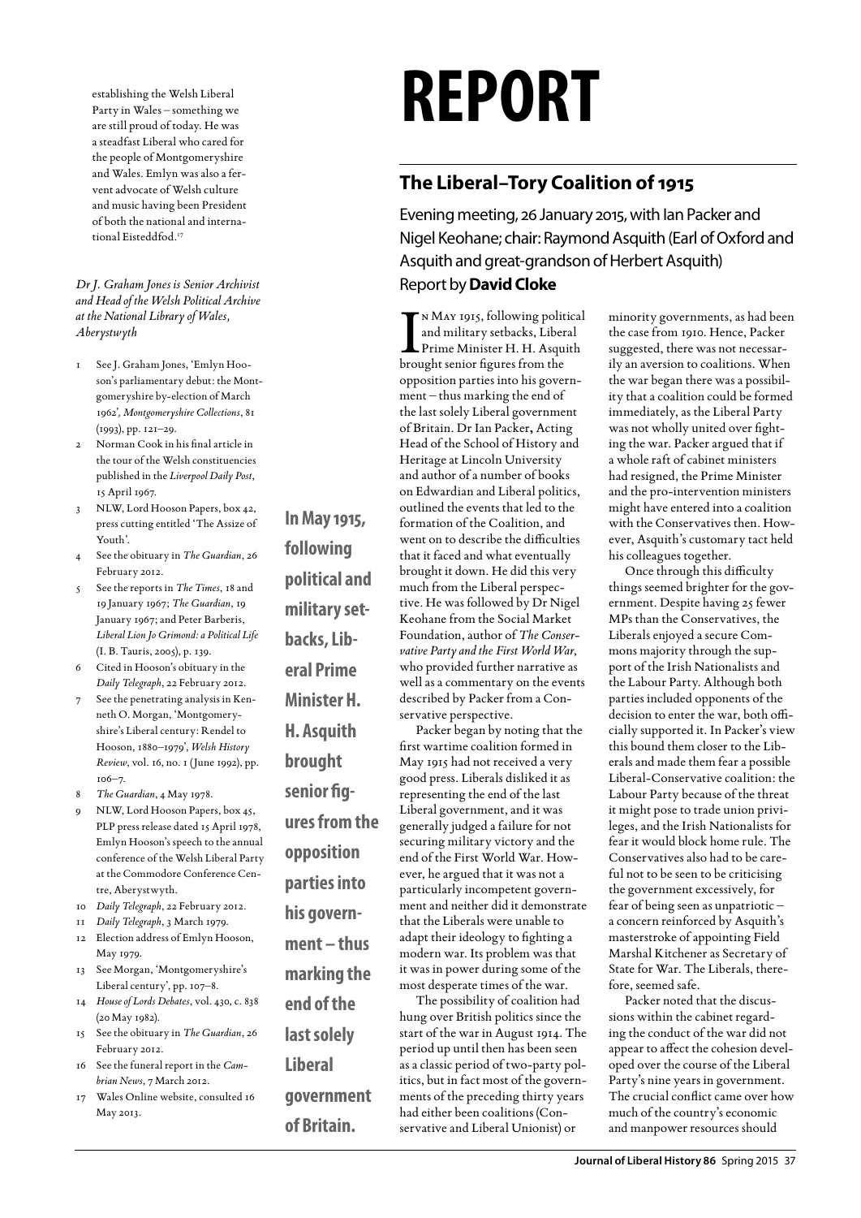establishing the Welsh Liberal Party in Wales – something we are still proud of today. He was a steadfast Liberal who cared for the people of Montgomeryshire and Wales. Emlyn was also a fervent advocate of Welsh culture and music having been President of both the national and international Eisteddfod.[17]

*Dr J. Graham Jones is Senior Archivist and Head of the Welsh Political Archive at the National Library of Wales, Aberystwyth*

1. See J. Graham Jones, 'Emlyn Hooson's parliamentary debut: the Montgomeryshire by-election of March 1962', *Montgomeryshire Collections*, 81 (1993), pp. 121–29.
2. Norman Cook in his final article in the tour of the Welsh constituencies published in the *Liverpool Daily Post*, 15 April 1967.
3. NLW, Lord Hooson Papers, box 42, press cutting entitled 'The Assize of Youth'.
4. See the obituary in *The Guardian*, 26 February 2012.
5. See the reports in *The Times*, 18 and 19 January 1967; *The Guardian*, 19 January 1967; and Peter Barberis, *Liberal Lion Jo Grimond: a Political Life* (I. B. Tauris, 2005), p. 139.
6. Cited in Hooson's obituary in the *Daily Telegraph*, 22 February 2012.
7. See the penetrating analysis in Kenneth O. Morgan, 'Montgomeryshire's Liberal century: Rendel to Hooson, 1880–1979', *Welsh History Review*, vol. 16, no. 1 (June 1992), pp. 106–7.
8. *The Guardian*, 4 May 1978.
9. NLW, Lord Hooson Papers, box 45, PLP press release dated 15 April 1978, Emlyn Hooson's speech to the annual conference of the Welsh Liberal Party at the Commodore Conference Centre, Aberystwyth.
10. *Daily Telegraph*, 22 February 2012.
11. *Daily Telegraph*, 3 March 1979.
12. Election address of Emlyn Hooson, May 1979.
13. See Morgan, 'Montgomeryshire's Liberal century', pp. 107–8.
14. *House of Lords Debates*, vol. 430, c. 838 (20 May 1982).
15. See the obituary in *The Guardian*, 26 February 2012.
16. See the funeral report in the *Cambrian News*, 7 March 2012.
17. Wales Online website, consulted 16 May 2013.

# REPORT

## The Liberal–Tory Coalition of 1915

Evening meeting, 26 January 2015, with Ian Packer and Nigel Keohane; chair: Raymond Asquith (Earl of Oxford and Asquith and great-grandson of Herbert Asquith)

Report by **David Cloke**

In May 1915, following political and military setbacks, Liberal Prime Minister H. H. Asquith brought senior figures from the opposition parties into his government – thus marking the end of the last solely Liberal government of Britain. Dr Ian Packer, Acting Head of the School of History and Heritage at Lincoln University and author of a number of books on Edwardian and Liberal politics, outlined the events that led to the formation of the Coalition, and went on to describe the difficulties that it faced and what eventually brought it down. He did this very much from the Liberal perspective. He was followed by Dr Nigel Keohane from the Social Market Foundation, author of *The Conservative Party and the First World War*, who provided further narrative as well as a commentary on the events described by Packer from a Conservative perspective.

**In May 1915, following political and military setbacks, Liberal Prime Minister H. H. Asquith brought senior figures from the opposition parties into his government – thus marking the end of the last solely Liberal government of Britain.**

Packer began by noting that the first wartime coalition formed in May 1915 had not received a very good press. Liberals disliked it as representing the end of the last Liberal government, and it was generally judged a failure for not securing military victory and the end of the First World War. However, he argued that it was not a particularly incompetent government and neither did it demonstrate that the Liberals were unable to adapt their ideology to fighting a modern war. Its problem was that it was in power during some of the most desperate times of the war.

The possibility of coalition had hung over British politics since the start of the war in August 1914. The period up until then has been seen as a classic period of two-party politics, but in fact most of the governments of the preceding thirty years had either been coalitions (Conservative and Liberal Unionist) or minority governments, as had been the case from 1910. Hence, Packer suggested, there was not necessarily an aversion to coalitions. When the war began there was a possibility that a coalition could be formed immediately, as the Liberal Party was not wholly united over fighting the war. Packer argued that if a whole raft of cabinet ministers had resigned, the Prime Minister and the pro-intervention ministers might have entered into a coalition with the Conservatives then. However, Asquith's customary tact held his colleagues together.

Once through this difficulty things seemed brighter for the government. Despite having 25 fewer MPs than the Conservatives, the Liberals enjoyed a secure Commons majority through the support of the Irish Nationalists and the Labour Party. Although both parties included opponents of the decision to enter the war, both officially supported it. In Packer's view this bound them closer to the Liberals and made them fear a possible Liberal-Conservative coalition: the Labour Party because of the threat it might pose to trade union privileges, and the Irish Nationalists for fear it would block home rule. The Conservatives also had to be careful not to be seen to be criticising the government excessively, for fear of being seen as unpatriotic – a concern reinforced by Asquith's masterstroke of appointing Field Marshal Kitchener as Secretary of State for War. The Liberals, therefore, seemed safe.

Packer noted that the discussions within the cabinet regarding the conduct of the war did not appear to affect the cohesion developed over the course of the Liberal Party's nine years in government. The crucial conflict came over how much of the country's economic and manpower resources should